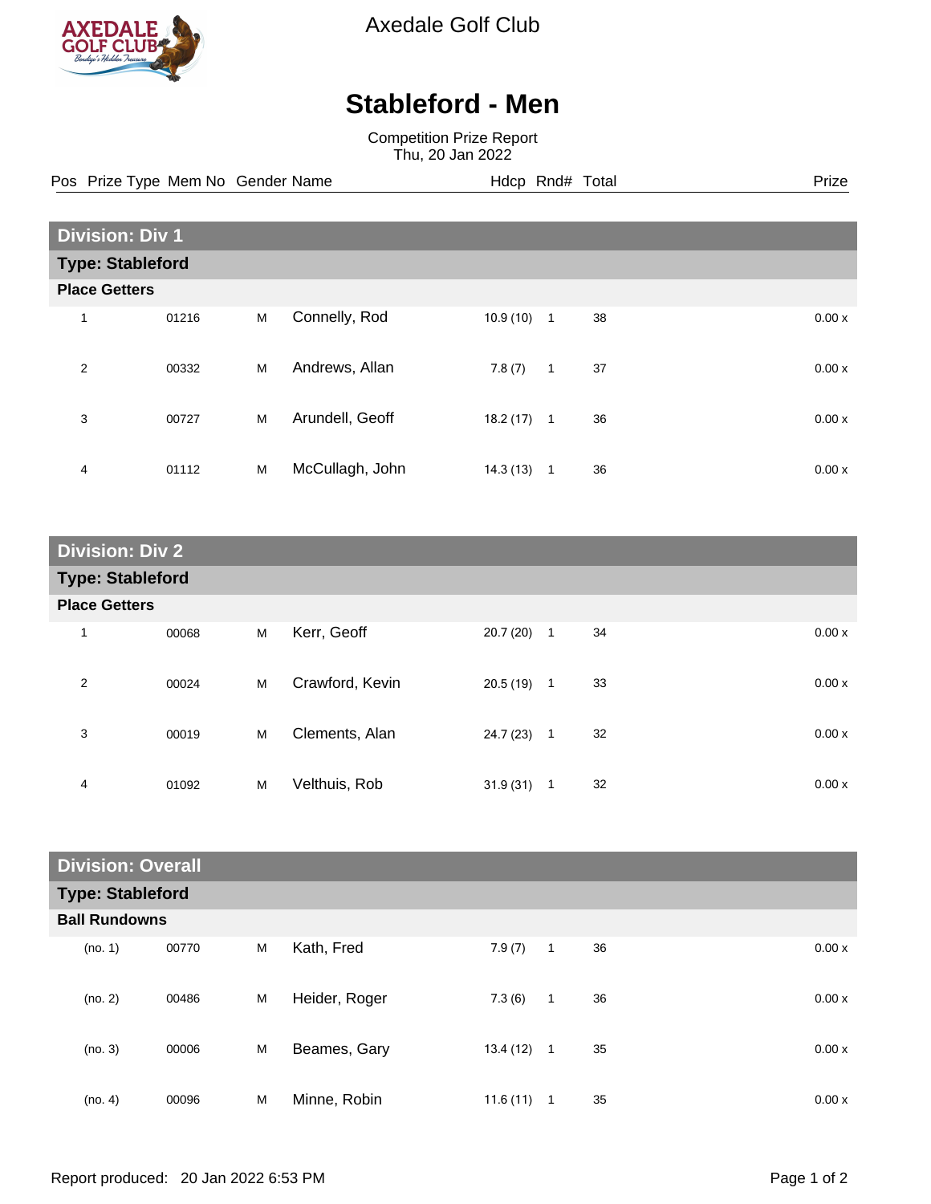Axedale Golf Club

# Stableford - Men

Competition Prize Report
Thu, 20 Jan 2022

| Pos | Prize Type | Mem No | Gender | Name | Hdcp | Rnd# | Total | Prize |
|---|---|---|---|---|---|---|---|---|
| **Division: Div 1** | | | | | | | | |
| **Type: Stableford** | | | | | | | | |
| **Place Getters** | | | | | | | | |
| 1 | | 01216 | M | Connelly, Rod | 10.9 (10) | 1 | 38 | 0.00 x |
| 2 | | 00332 | M | Andrews, Allan | 7.8 (7) | 1 | 37 | 0.00 x |
| 3 | | 00727 | M | Arundell, Geoff | 18.2 (17) | 1 | 36 | 0.00 x |
| 4 | | 01112 | M | McCullagh, John | 14.3 (13) | 1 | 36 | 0.00 x |
| **Division: Div 2** | | | | | | | | |
| **Type: Stableford** | | | | | | | | |
| **Place Getters** | | | | | | | | |
| 1 | | 00068 | M | Kerr, Geoff | 20.7 (20) | 1 | 34 | 0.00 x |
| 2 | | 00024 | M | Crawford, Kevin | 20.5 (19) | 1 | 33 | 0.00 x |
| 3 | | 00019 | M | Clements, Alan | 24.7 (23) | 1 | 32 | 0.00 x |
| 4 | | 01092 | M | Velthuis, Rob | 31.9 (31) | 1 | 32 | 0.00 x |
| **Division: Overall** | | | | | | | | |
| **Type: Stableford** | | | | | | | | |
| **Ball Rundowns** | | | | | | | | |
| (no. 1) | | 00770 | M | Kath, Fred | 7.9 (7) | 1 | 36 | 0.00 x |
| (no. 2) | | 00486 | M | Heider, Roger | 7.3 (6) | 1 | 36 | 0.00 x |
| (no. 3) | | 00006 | M | Beames, Gary | 13.4 (12) | 1 | 35 | 0.00 x |
| (no. 4) | | 00096 | M | Minne, Robin | 11.6 (11) | 1 | 35 | 0.00 x |

Report produced: 20 Jan 2022 6:53 PM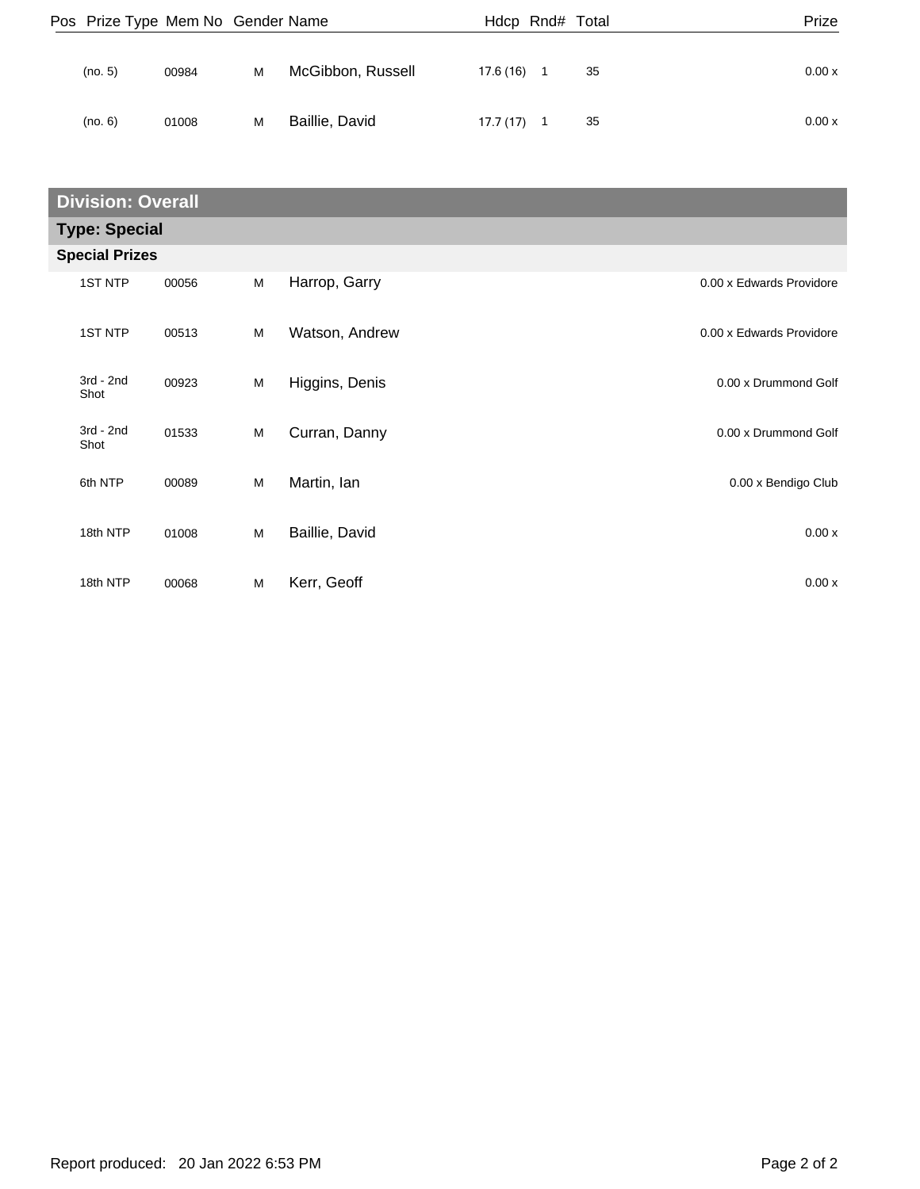| Pos | Prize Type | Mem No | Gender | Name | Hdcp | Rnd# | Total | Prize |
|---|---|---|---|---|---|---|---|---|
| | (no. 5) | 00984 | M | McGibbon, Russell | 17.6 (16) | 1 | 35 | 0.00 x |
| | (no. 6) | 01008 | M | Baillie, David | 17.7 (17) | 1 | 35 | 0.00 x |

## Division: Overall

### Type: Special

#### Special Prizes

| Prize Type | Mem No | Gender | Name | Prize |
|---|---|---|---|---|
| 1ST NTP | 00056 | M | Harrop, Garry | 0.00 x Edwards Providore |
| 1ST NTP | 00513 | M | Watson, Andrew | 0.00 x Edwards Providore |
| 3rd - 2nd Shot | 00923 | M | Higgins, Denis | 0.00 x Drummond Golf |
| 3rd - 2nd Shot | 01533 | M | Curran, Danny | 0.00 x Drummond Golf |
| 6th NTP | 00089 | M | Martin, Ian | 0.00 x Bendigo Club |
| 18th NTP | 01008 | M | Baillie, David | 0.00 x |
| 18th NTP | 00068 | M | Kerr, Geoff | 0.00 x |

Report produced: 20 Jan 2022 6:53 PM